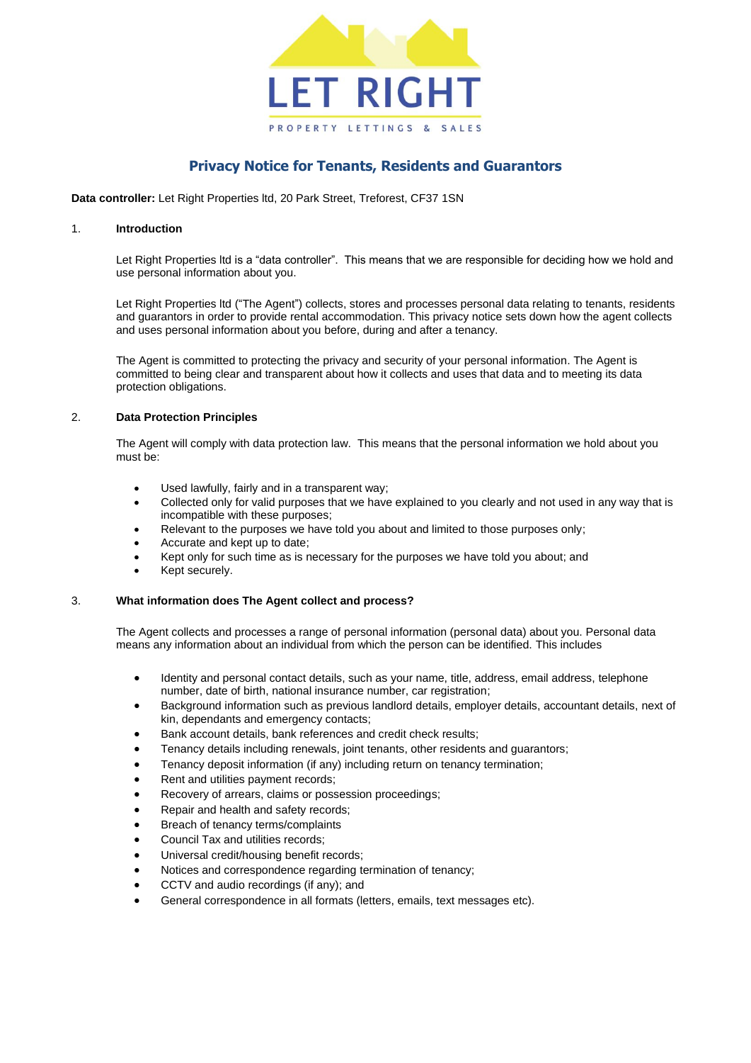LET RIGHT

PROPERTY LETTINGS & SALES

# Privacy Notice for Tenants, Residents and Guarantors

**Data controller:** Let Right Properties ltd, 20 Park Street, Treforest, CF37 1SN

## 1. Introduction

Let Right Properties ltd is a "data controller". This means that we are responsible for deciding how we hold and use personal information about you.

Let Right Properties ltd ("The Agent") collects, stores and processes personal data relating to tenants, residents and guarantors in order to provide rental accommodation. This privacy notice sets down how the agent collects and uses personal information about you before, during and after a tenancy.

The Agent is committed to protecting the privacy and security of your personal information. The Agent is committed to being clear and transparent about how it collects and uses that data and to meeting its data protection obligations.

## 2. Data Protection Principles

The Agent will comply with data protection law. This means that the personal information we hold about you must be:

- Used lawfully, fairly and in a transparent way;
- Collected only for valid purposes that we have explained to you clearly and not used in any way that is incompatible with these purposes;
- Relevant to the purposes we have told you about and limited to those purposes only;
- Accurate and kept up to date;
- Kept only for such time as is necessary for the purposes we have told you about; and
- Kept securely.

## 3. What information does The Agent collect and process?

The Agent collects and processes a range of personal information (personal data) about you. Personal data means any information about an individual from which the person can be identified. This includes

- Identity and personal contact details, such as your name, title, address, email address, telephone number, date of birth, national insurance number, car registration;
- Background information such as previous landlord details, employer details, accountant details, next of kin, dependants and emergency contacts;
- Bank account details, bank references and credit check results;
- Tenancy details including renewals, joint tenants, other residents and guarantors;
- Tenancy deposit information (if any) including return on tenancy termination;
- Rent and utilities payment records;
- Recovery of arrears, claims or possession proceedings;
- Repair and health and safety records;
- Breach of tenancy terms/complaints
- Council Tax and utilities records;
- Universal credit/housing benefit records;
- Notices and correspondence regarding termination of tenancy;
- CCTV and audio recordings (if any); and
- General correspondence in all formats (letters, emails, text messages etc).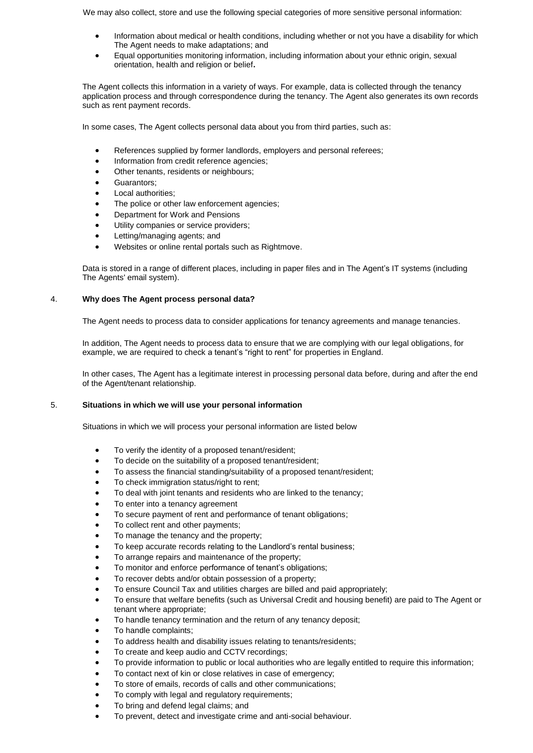We may also collect, store and use the following special categories of more sensitive personal information:

- Information about medical or health conditions, including whether or not you have a disability for which The Agent needs to make adaptations; and
- Equal opportunities monitoring information, including information about your ethnic origin, sexual orientation, health and religion or belief**.**

The Agent collects this information in a variety of ways. For example, data is collected through the tenancy application process and through correspondence during the tenancy. The Agent also generates its own records such as rent payment records.

In some cases, The Agent collects personal data about you from third parties, such as:

- References supplied by former landlords, employers and personal referees;
- Information from credit reference agencies;
- Other tenants, residents or neighbours;
- Guarantors;
- Local authorities;
- The police or other law enforcement agencies;
- Department for Work and Pensions
- Utility companies or service providers;
- Letting/managing agents; and
- Websites or online rental portals such as Rightmove.

Data is stored in a range of different places, including in paper files and in The Agent's IT systems (including The Agents' email system).

## 4. Why does The Agent process personal data?

The Agent needs to process data to consider applications for tenancy agreements and manage tenancies.

In addition, The Agent needs to process data to ensure that we are complying with our legal obligations, for example, we are required to check a tenant's "right to rent" for properties in England.

In other cases, The Agent has a legitimate interest in processing personal data before, during and after the end of the Agent/tenant relationship.

## 5. Situations in which we will use your personal information

Situations in which we will process your personal information are listed below

- To verify the identity of a proposed tenant/resident;
- To decide on the suitability of a proposed tenant/resident;
- To assess the financial standing/suitability of a proposed tenant/resident;
- To check immigration status/right to rent;
- To deal with joint tenants and residents who are linked to the tenancy;
- To enter into a tenancy agreement
- To secure payment of rent and performance of tenant obligations;
- To collect rent and other payments;
- To manage the tenancy and the property;
- To keep accurate records relating to the Landlord's rental business;
- To arrange repairs and maintenance of the property;
- To monitor and enforce performance of tenant's obligations;
- To recover debts and/or obtain possession of a property;
- To ensure Council Tax and utilities charges are billed and paid appropriately;
- To ensure that welfare benefits (such as Universal Credit and housing benefit) are paid to The Agent or tenant where appropriate;
- To handle tenancy termination and the return of any tenancy deposit;
- To handle complaints;
- To address health and disability issues relating to tenants/residents;
- To create and keep audio and CCTV recordings;
- To provide information to public or local authorities who are legally entitled to require this information;
- To contact next of kin or close relatives in case of emergency;
- To store of emails, records of calls and other communications;
- To comply with legal and regulatory requirements;
- To bring and defend legal claims; and
- To prevent, detect and investigate crime and anti-social behaviour.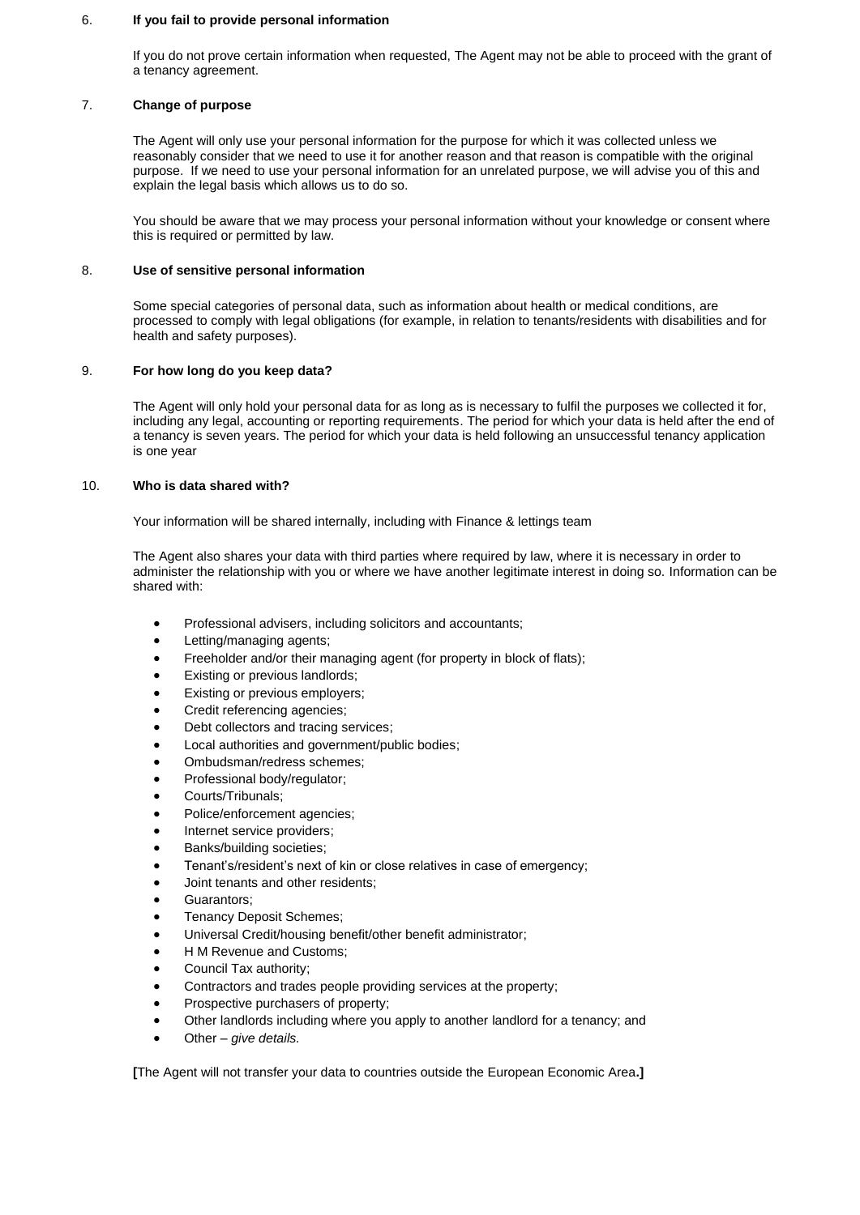## 6. **If you fail to provide personal information**

If you do not prove certain information when requested, The Agent may not be able to proceed with the grant of a tenancy agreement.

## 7. **Change of purpose**

The Agent will only use your personal information for the purpose for which it was collected unless we reasonably consider that we need to use it for another reason and that reason is compatible with the original purpose. If we need to use your personal information for an unrelated purpose, we will advise you of this and explain the legal basis which allows us to do so.

You should be aware that we may process your personal information without your knowledge or consent where this is required or permitted by law.

## 8. **Use of sensitive personal information**

Some special categories of personal data, such as information about health or medical conditions, are processed to comply with legal obligations (for example, in relation to tenants/residents with disabilities and for health and safety purposes).

## 9. **For how long do you keep data?**

The Agent will only hold your personal data for as long as is necessary to fulfil the purposes we collected it for, including any legal, accounting or reporting requirements. The period for which your data is held after the end of a tenancy is seven years. The period for which your data is held following an unsuccessful tenancy application is one year

## 10. **Who is data shared with?**

Your information will be shared internally, including with Finance & lettings team

The Agent also shares your data with third parties where required by law, where it is necessary in order to administer the relationship with you or where we have another legitimate interest in doing so. Information can be shared with:

- Professional advisers, including solicitors and accountants;
- Letting/managing agents;
- Freeholder and/or their managing agent (for property in block of flats);
- Existing or previous landlords;
- Existing or previous employers;
- Credit referencing agencies;
- Debt collectors and tracing services;
- Local authorities and government/public bodies;
- Ombudsman/redress schemes;
- Professional body/regulator;
- Courts/Tribunals;
- Police/enforcement agencies;
- Internet service providers;
- Banks/building societies;
- Tenant's/resident's next of kin or close relatives in case of emergency;
- Joint tenants and other residents;
- Guarantors;
- Tenancy Deposit Schemes;
- Universal Credit/housing benefit/other benefit administrator;
- H M Revenue and Customs;
- Council Tax authority;
- Contractors and trades people providing services at the property;
- Prospective purchasers of property;
- Other landlords including where you apply to another landlord for a tenancy; and
- Other – *give details.*

**[**The Agent will not transfer your data to countries outside the European Economic Area**.]**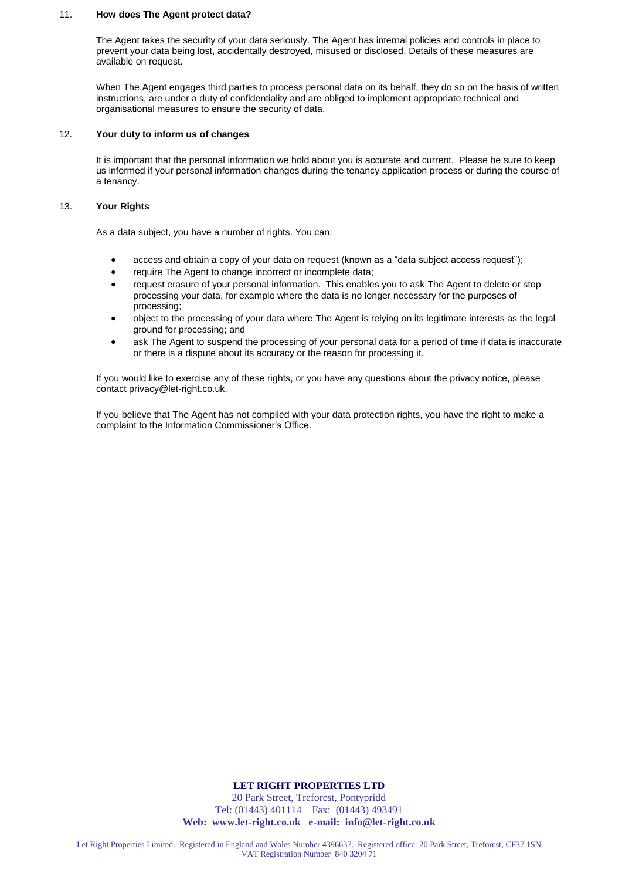## 11. How does The Agent protect data?

The Agent takes the security of your data seriously. The Agent has internal policies and controls in place to prevent your data being lost, accidentally destroyed, misused or disclosed. Details of these measures are available on request.

When The Agent engages third parties to process personal data on its behalf, they do so on the basis of written instructions, are under a duty of confidentiality and are obliged to implement appropriate technical and organisational measures to ensure the security of data.

## 12. Your duty to inform us of changes

It is important that the personal information we hold about you is accurate and current. Please be sure to keep us informed if your personal information changes during the tenancy application process or during the course of a tenancy.

## 13. Your Rights

As a data subject, you have a number of rights. You can:

- access and obtain a copy of your data on request (known as a "data subject access request");
- require The Agent to change incorrect or incomplete data;
- request erasure of your personal information. This enables you to ask The Agent to delete or stop processing your data, for example where the data is no longer necessary for the purposes of processing;
- object to the processing of your data where The Agent is relying on its legitimate interests as the legal ground for processing; and
- ask The Agent to suspend the processing of your personal data for a period of time if data is inaccurate or there is a dispute about its accuracy or the reason for processing it.

If you would like to exercise any of these rights, or you have any questions about the privacy notice, please contact privacy@let-right.co.uk.

If you believe that The Agent has not complied with your data protection rights, you have the right to make a complaint to the Information Commissioner's Office.

**LET RIGHT PROPERTIES LTD**
20 Park Street, Treforest, Pontypridd
Tel: (01443) 401114 Fax: (01443) 493491
**Web: www.let-right.co.uk e-mail: info@let-right.co.uk**

Let Right Properties Limited. Registered in England and Wales Number 4396637. Registered office: 20 Park Street, Treforest, CF37 1SN
VAT Registration Number 840 3204 71